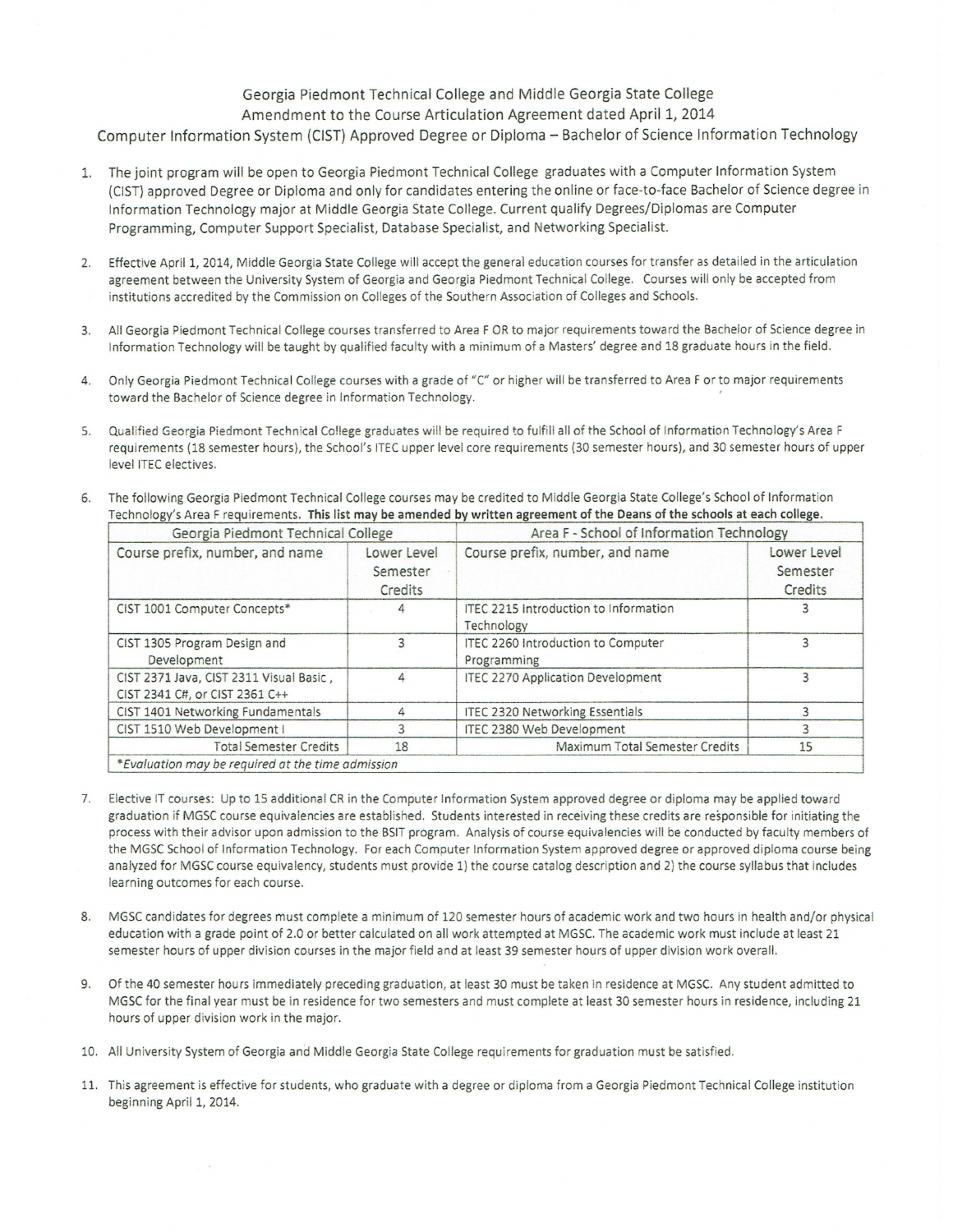Georgia Piedmont Technical College and Middle Georgia State College
Amendment to the Course Articulation Agreement dated April 1, 2014
Computer Information System (CIST) Approved Degree or Diploma – Bachelor of Science Information Technology

1. The joint program will be open to Georgia Piedmont Technical College graduates with a Computer Information System (CIST) approved Degree or Diploma and only for candidates entering the online or face-to-face Bachelor of Science degree in Information Technology major at Middle Georgia State College. Current qualify Degrees/Diplomas are Computer Programming, Computer Support Specialist, Database Specialist, and Networking Specialist.

2. Effective April 1, 2014, Middle Georgia State College will accept the general education courses for transfer as detailed in the articulation agreement between the University System of Georgia and Georgia Piedmont Technical College. Courses will only be accepted from institutions accredited by the Commission on Colleges of the Southern Association of Colleges and Schools.

3. All Georgia Piedmont Technical College courses transferred to Area F OR to major requirements toward the Bachelor of Science degree in Information Technology will be taught by qualified faculty with a minimum of a Masters' degree and 18 graduate hours in the field.

4. Only Georgia Piedmont Technical College courses with a grade of "C" or higher will be transferred to Area F or to major requirements toward the Bachelor of Science degree in Information Technology.

5. Qualified Georgia Piedmont Technical College graduates will be required to fulfill all of the School of Information Technology's Area F requirements (18 semester hours), the School's ITEC upper level core requirements (30 semester hours), and 30 semester hours of upper level ITEC electives.

6. The following Georgia Piedmont Technical College courses may be credited to Middle Georgia State College's School of Information Technology's Area F requirements. **This list may be amended by written agreement of the Deans of the schools at each college.**

| Georgia Piedmont Technical College | | Area F - School of Information Technology | |
|---|---|---|---|
| Course prefix, number, and name | Lower Level Semester Credits | Course prefix, number, and name | Lower Level Semester Credits |
| CIST 1001 Computer Concepts* | 4 | ITEC 2215 Introduction to Information Technology | 3 |
| CIST 1305 Program Design and Development | 3 | ITEC 2260 Introduction to Computer Programming | 3 |
| CIST 2371 Java, CIST 2311 Visual Basic, CIST 2341 C#, or CIST 2361 C++ | 4 | ITEC 2270 Application Development | 3 |
| CIST 1401 Networking Fundamentals | 4 | ITEC 2320 Networking Essentials | 3 |
| CIST 1510 Web Development I | 3 | ITEC 2380 Web Development | 3 |
| Total Semester Credits | 18 | Maximum Total Semester Credits | 15 |
| *Evaluation may be required at the time admission* | | | |

7. Elective IT courses: Up to 15 additional CR in the Computer Information System approved degree or diploma may be applied toward graduation if MGSC course equivalencies are established. Students interested in receiving these credits are responsible for initiating the process with their advisor upon admission to the BSIT program. Analysis of course equivalencies will be conducted by faculty members of the MGSC School of Information Technology. For each Computer Information System approved degree or approved diploma course being analyzed for MGSC course equivalency, students must provide 1) the course catalog description and 2) the course syllabus that includes learning outcomes for each course.

8. MGSC candidates for degrees must complete a minimum of 120 semester hours of academic work and two hours in health and/or physical education with a grade point of 2.0 or better calculated on all work attempted at MGSC. The academic work must include at least 21 semester hours of upper division courses in the major field and at least 39 semester hours of upper division work overall.

9. Of the 40 semester hours immediately preceding graduation, at least 30 must be taken in residence at MGSC. Any student admitted to MGSC for the final year must be in residence for two semesters and must complete at least 30 semester hours in residence, including 21 hours of upper division work in the major.

10. All University System of Georgia and Middle Georgia State College requirements for graduation must be satisfied.

11. This agreement is effective for students, who graduate with a degree or diploma from a Georgia Piedmont Technical College institution beginning April 1, 2014.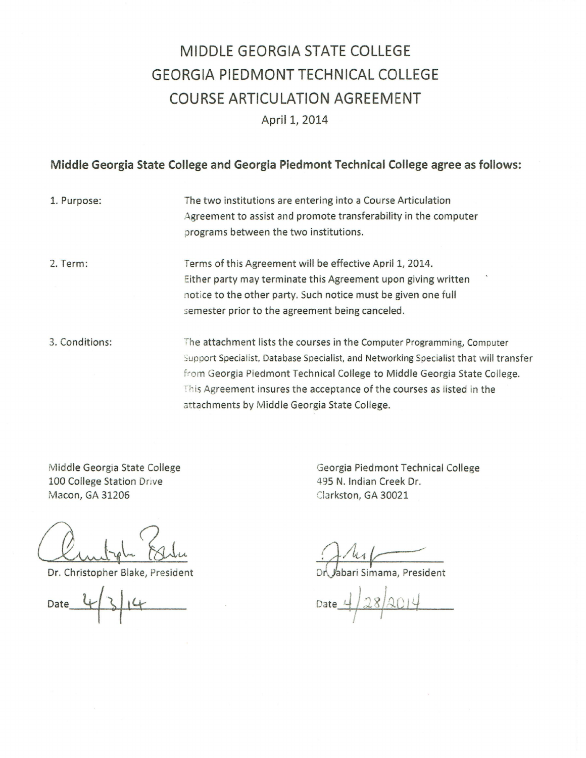# MIDDLE GEORGIA STATE COLLEGE
# GEORGIA PIEDMONT TECHNICAL COLLEGE
# COURSE ARTICULATION AGREEMENT

April 1, 2014

**Middle Georgia State College and Georgia Piedmont Technical College agree as follows:**

| | |
|---|---|
| 1. Purpose: | The two institutions are entering into a Course Articulation Agreement to assist and promote transferability in the computer programs between the two institutions. |
| 2. Term: | Terms of this Agreement will be effective April 1, 2014. Either party may terminate this Agreement upon giving written notice to the other party. Such notice must be given one full semester prior to the agreement being canceled. |
| 3. Conditions: | The attachment lists the courses in the Computer Programming, Computer Support Specialist, Database Specialist, and Networking Specialist that will transfer from Georgia Piedmont Technical College to Middle Georgia State College. This Agreement insures the acceptance of the courses as listed in the attachments by Middle Georgia State College. |

Middle Georgia State College
100 College Station Drive
Macon, GA 31206

Dr. Christopher Blake, President

Date 4/3/14

Georgia Piedmont Technical College
495 N. Indian Creek Dr.
Clarkston, GA 30021

Dr. Jabari Simama, President

Date 4/28/2014